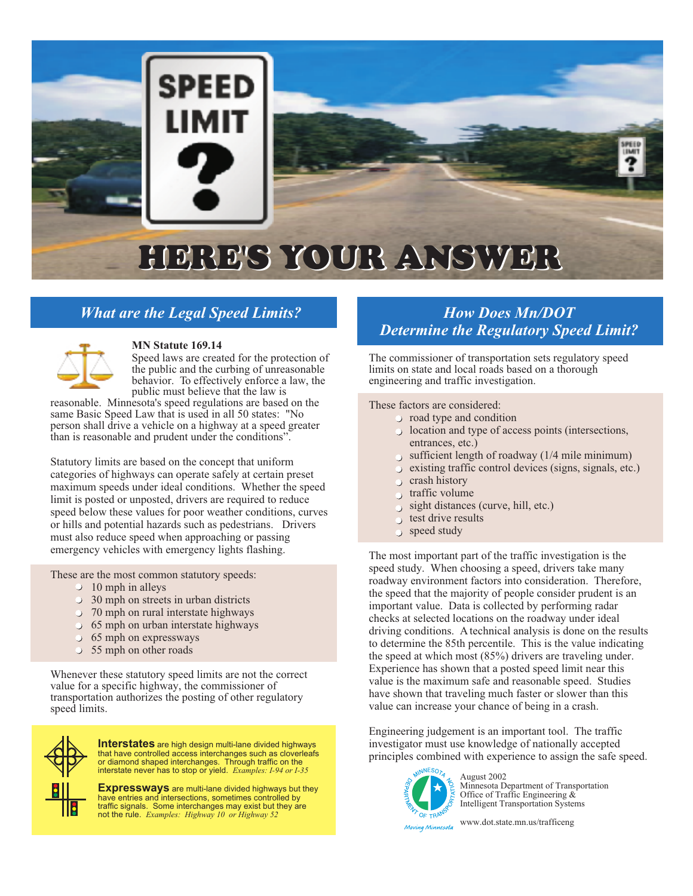# HERE'S YOUR ANSWER

## What are the Legal Speed Limits?

**MN Statute 169.14**

Speed laws are created for the protection of the public and the curbing of unreasonable behavior. To effectively enforce a law, the public must believe that the law is reasonable. Minnesota's speed regulations are based on the same Basic Speed Law that is used in all 50 states: "No person shall drive a vehicle on a highway at a speed greater than is reasonable and prudent under the conditions".

Statutory limits are based on the concept that uniform categories of highways can operate safely at certain preset maximum speeds under ideal conditions. Whether the speed limit is posted or unposted, drivers are required to reduce speed below these values for poor weather conditions, curves or hills and potential hazards such as pedestrians. Drivers must also reduce speed when approaching or passing emergency vehicles with emergency lights flashing.

These are the most common statutory speeds:

- 10 mph in alleys
- 30 mph on streets in urban districts
- 70 mph on rural interstate highways
- 65 mph on urban interstate highways
- 65 mph on expressways
- 55 mph on other roads

Whenever these statutory speed limits are not the correct value for a specific highway, the commissioner of transportation authorizes the posting of other regulatory speed limits.

**Interstates** are high design multi-lane divided highways that have controlled access interchanges such as cloverleafs or diamond shaped interchanges. Through traffic on the interstate never has to stop or yield. *Examples: I-94 or I-35*

**Expressways** are multi-lane divided highways but they have entries and intersections, sometimes controlled by traffic signals. Some interchanges may exist but they are not the rule. *Examples: Highway 10 or Highway 52*

## How Does Mn/DOT Determine the Regulatory Speed Limit?

The commissioner of transportation sets regulatory speed limits on state and local roads based on a thorough engineering and traffic investigation.

These factors are considered:

- road type and condition
- location and type of access points (intersections, entrances, etc.)
- sufficient length of roadway (1/4 mile minimum)
- existing traffic control devices (signs, signals, etc.)
- crash history
- traffic volume
- sight distances (curve, hill, etc.)
- test drive results
- speed study

The most important part of the traffic investigation is the speed study. When choosing a speed, drivers take many roadway environment factors into consideration. Therefore, the speed that the majority of people consider prudent is an important value. Data is collected by performing radar checks at selected locations on the roadway under ideal driving conditions. A technical analysis is done on the results to determine the 85th percentile. This is the value indicating the speed at which most (85%) drivers are traveling under. Experience has shown that a posted speed limit near this value is the maximum safe and reasonable speed. Studies have shown that traveling much faster or slower than this value can increase your chance of being in a crash.

Engineering judgement is an important tool. The traffic investigator must use knowledge of nationally accepted principles combined with experience to assign the safe speed.

August 2002
Minnesota Department of Transportation
Office of Traffic Engineering &
Intelligent Transportation Systems

www.dot.state.mn.us/trafficeng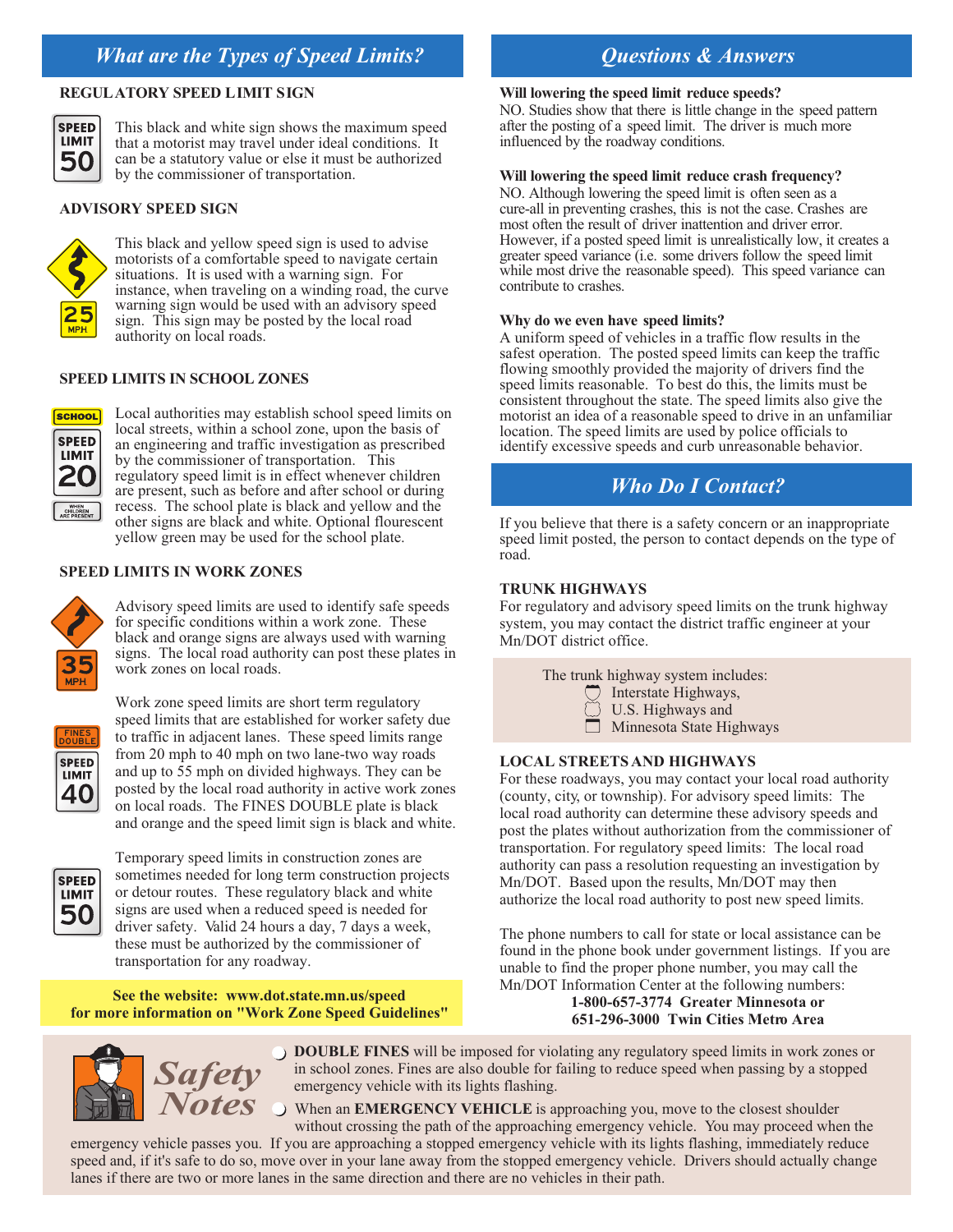## What are the Types of Speed Limits?

### REGULATORY SPEED LIMIT SIGN

This black and white sign shows the maximum speed that a motorist may travel under ideal conditions. It can be a statutory value or else it must be authorized by the commissioner of transportation.

### ADVISORY SPEED SIGN

This black and yellow speed sign is used to advise motorists of a comfortable speed to navigate certain situations. It is used with a warning sign. For instance, when traveling on a winding road, the curve warning sign would be used with an advisory speed sign. This sign may be posted by the local road authority on local roads.

### SPEED LIMITS IN SCHOOL ZONES

Local authorities may establish school speed limits on local streets, within a school zone, upon the basis of an engineering and traffic investigation as prescribed by the commissioner of transportation. This regulatory speed limit is in effect whenever children are present, such as before and after school or during recess. The school plate is black and yellow and the other signs are black and white. Optional flourescent yellow green may be used for the school plate.

### SPEED LIMITS IN WORK ZONES

Advisory speed limits are used to identify safe speeds for specific conditions within a work zone. These black and orange signs are always used with warning signs. The local road authority can post these plates in work zones on local roads.

Work zone speed limits are short term regulatory speed limits that are established for worker safety due to traffic in adjacent lanes. These speed limits range from 20 mph to 40 mph on two lane-two way roads and up to 55 mph on divided highways. They can be posted by the local road authority in active work zones on local roads. The FINES DOUBLE plate is black and orange and the speed limit sign is black and white.

Temporary speed limits in construction zones are sometimes needed for long term construction projects or detour routes. These regulatory black and white signs are used when a reduced speed is needed for driver safety. Valid 24 hours a day, 7 days a week, these must be authorized by the commissioner of transportation for any roadway.

**See the website: www.dot.state.mn.us/speed for more information on "Work Zone Speed Guidelines"**

## Questions & Answers

**Will lowering the speed limit reduce speeds?**
NO. Studies show that there is little change in the speed pattern after the posting of a speed limit. The driver is much more influenced by the roadway conditions.

**Will lowering the speed limit reduce crash frequency?**
NO. Although lowering the speed limit is often seen as a cure-all in preventing crashes, this is not the case. Crashes are most often the result of driver inattention and driver error. However, if a posted speed limit is unrealistically low, it creates a greater speed variance (i.e. some drivers follow the speed limit while most drive the reasonable speed). This speed variance can contribute to crashes.

**Why do we even have speed limits?**
A uniform speed of vehicles in a traffic flow results in the safest operation. The posted speed limits can keep the traffic flowing smoothly provided the majority of drivers find the speed limits reasonable. To best do this, the limits must be consistent throughout the state. The speed limits also give the motorist an idea of a reasonable speed to drive in an unfamiliar location. The speed limits are used by police officials to identify excessive speeds and curb unreasonable behavior.

## Who Do I Contact?

If you believe that there is a safety concern or an inappropriate speed limit posted, the person to contact depends on the type of road.

### TRUNK HIGHWAYS

For regulatory and advisory speed limits on the trunk highway system, you may contact the district traffic engineer at your Mn/DOT district office.

The trunk highway system includes:
- Interstate Highways,
- U.S. Highways and
- Minnesota State Highways

### LOCAL STREETS AND HIGHWAYS

For these roadways, you may contact your local road authority (county, city, or township). For advisory speed limits: The local road authority can determine these advisory speeds and post the plates without authorization from the commissioner of transportation. For regulatory speed limits: The local road authority can pass a resolution requesting an investigation by Mn/DOT. Based upon the results, Mn/DOT may then authorize the local road authority to post new speed limits.

The phone numbers to call for state or local assistance can be found in the phone book under government listings. If you are unable to find the proper phone number, you may call the Mn/DOT Information Center at the following numbers:

**1-800-657-3774 Greater Minnesota or**
**651-296-3000 Twin Cities Metro Area**

## *Safety Notes*

- **DOUBLE FINES** will be imposed for violating any regulatory speed limits in work zones or in school zones. Fines are also double for failing to reduce speed when passing by a stopped emergency vehicle with its lights flashing.
- When an **EMERGENCY VEHICLE** is approaching you, move to the closest shoulder without crossing the path of the approaching emergency vehicle. You may proceed when the emergency vehicle passes you. If you are approaching a stopped emergency vehicle with its lights flashing, immediately reduce speed and, if it's safe to do so, move over in your lane away from the stopped emergency vehicle. Drivers should actually change lanes if there are two or more lanes in the same direction and there are no vehicles in their path.